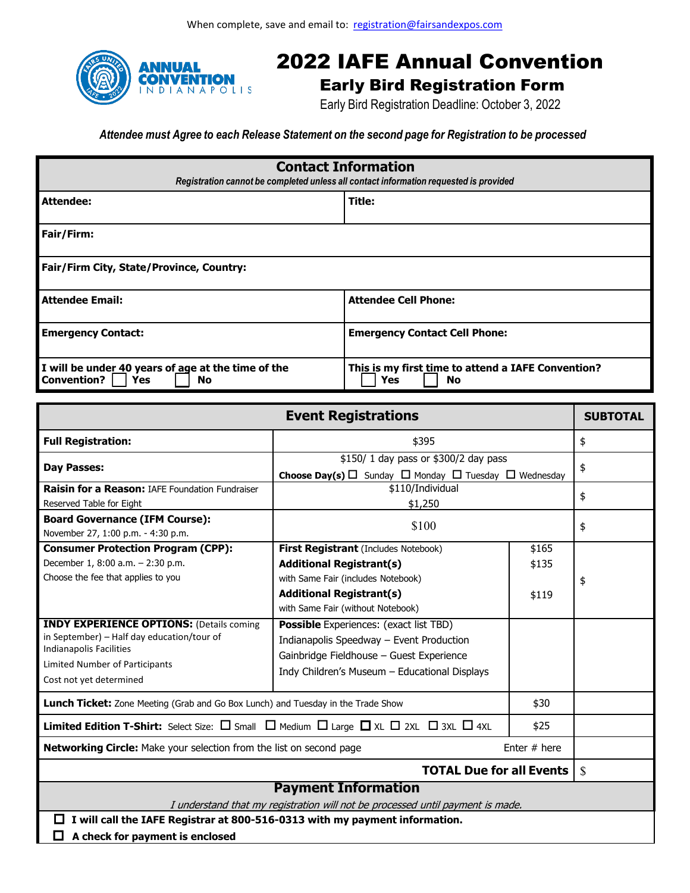When complete, save and email to: registration@fairsandexpos.com

ANNUAL CONVENTION INDIANAPOLIS

# 2022 IAFE Annual Convention

## Early Bird Registration Form

Early Bird Registration Deadline: October 3, 2022

***Attendee must Agree to each Release Statement on the second page for Registration to be processed***

| **Contact Information**<br>*Registration cannot be completed unless all contact information requested is provided* | |
|---|---|
| **Attendee:** | **Title:** |
| **Fair/Firm:** | |
| **Fair/Firm City, State/Province, Country:** | |
| **Attendee Email:** | **Attendee Cell Phone:** |
| **Emergency Contact:** | **Emergency Contact Cell Phone:** |
| **I will be under 40 years of age at the time of the Convention?** ☐ **Yes** ☐ **No** | **This is my first time to attend a IAFE Convention?** ☐ **Yes** ☐ **No** |

| **Event Registrations** | | | **SUBTOTAL** |
|---|---|---|---|
| **Full Registration:** | $395 | | $ |
| **Day Passes:** | $150/ 1 day pass or $300/2 day pass<br>**Choose Day(s)** ☐ Sunday ☐ Monday ☐ Tuesday ☐ Wednesday | | $ |
| **Raisin for a Reason:** IAFE Foundation Fundraiser<br>Reserved Table for Eight | $110/Individual<br>$1,250 | | $ |
| **Board Governance (IFM Course):**<br>November 27, 1:00 p.m. - 4:30 p.m. | $100 | | $ |
| **Consumer Protection Program (CPP):**<br>December 1, 8:00 a.m. – 2:30 p.m.<br>Choose the fee that applies to you | **First Registrant** (Includes Notebook)<br>**Additional Registrant(s)** with Same Fair (includes Notebook)<br>**Additional Registrant(s)** with Same Fair (without Notebook) | $165<br>$135<br><br>$119 | $ |
| **INDY EXPERIENCE OPTIONS:** (Details coming in September) – Half day education/tour of Indianapolis Facilities<br>Limited Number of Participants<br>Cost not yet determined | **Possible** Experiences: (exact list TBD)<br>Indianapolis Speedway – Event Production<br>Gainbridge Fieldhouse – Guest Experience<br>Indy Children's Museum – Educational Displays | | |
| **Lunch Ticket:** Zone Meeting (Grab and Go Box Lunch) and Tuesday in the Trade Show | | $30 | |
| **Limited Edition T-Shirt:** Select Size: ☐ Small ☐ Medium ☐ Large ☐ XL ☐ 2XL ☐ 3XL ☐ 4XL | | $25 | |
| **Networking Circle:** Make your selection from the list on second page | | Enter # here | |
| | | **TOTAL Due for all Events** | $ |

## Payment Information

*I understand that my registration will not be processed until payment is made.*

- ☐ **I will call the IAFE Registrar at 800-516-0313 with my payment information.**
- ☐ **A check for payment is enclosed**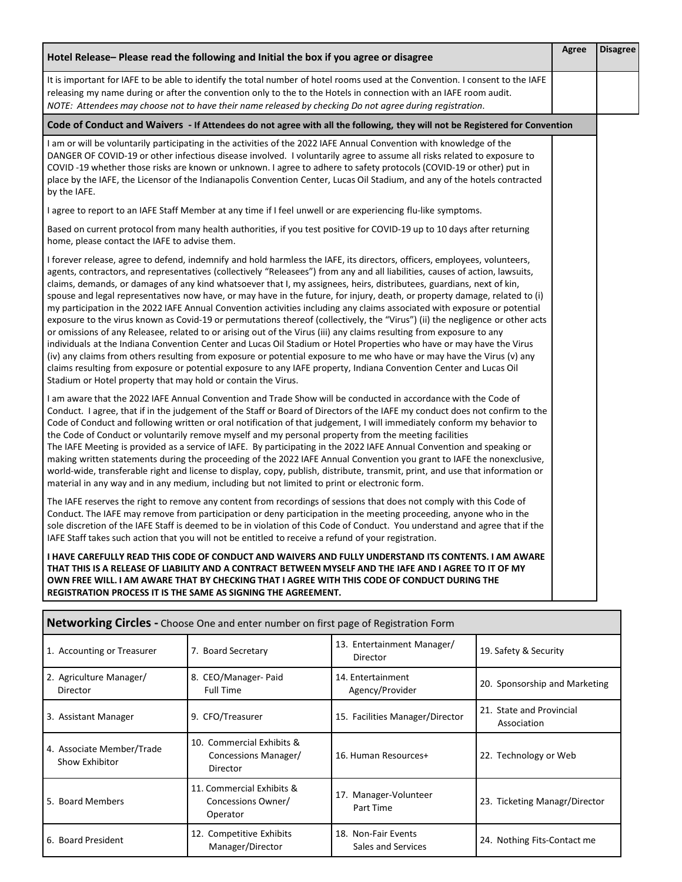| Hotel Release– Please read the following and Initial the box if you agree or disagree | Agree | Disagree |
|---|---|---|
| It is important for IAFE to be able to identify the total number of hotel rooms used at the Convention. I consent to the IAFE releasing my name during or after the convention only to the to the Hotels in connection with an IAFE room audit.<br>*NOTE: Attendees may choose not to have their name released by checking Do not agree during registration.* | | |

| **Code of Conduct and Waivers** - **If Attendees do not agree with all the following, they will not be Registered for Convention** | |
|---|---|
| I am or will be voluntarily participating in the activities of the 2022 IAFE Annual Convention with knowledge of the DANGER OF COVID-19 or other infectious disease involved. I voluntarily agree to assume all risks related to exposure to COVID -19 whether those risks are known or unknown. I agree to adhere to safety protocols (COVID-19 or other) put in place by the IAFE, the Licensor of the Indianapolis Convention Center, Lucas Oil Stadium, and any of the hotels contracted by the IAFE.<br><br>I agree to report to an IAFE Staff Member at any time if I feel unwell or are experiencing flu-like symptoms.<br><br>Based on current protocol from many health authorities, if you test positive for COVID-19 up to 10 days after returning home, please contact the IAFE to advise them.<br><br>I forever release, agree to defend, indemnify and hold harmless the IAFE, its directors, officers, employees, volunteers, agents, contractors, and representatives (collectively "Releasees") from any and all liabilities, causes of action, lawsuits, claims, demands, or damages of any kind whatsoever that I, my assignees, heirs, distributees, guardians, next of kin, spouse and legal representatives now have, or may have in the future, for injury, death, or property damage, related to (i) my participation in the 2022 IAFE Annual Convention activities including any claims associated with exposure or potential exposure to the virus known as Covid-19 or permutations thereof (collectively, the "Virus") (ii) the negligence or other acts or omissions of any Releasee, related to or arising out of the Virus (iii) any claims resulting from exposure to any individuals at the Indiana Convention Center and Lucas Oil Stadium or Hotel Properties who have or may have the Virus (iv) any claims from others resulting from exposure or potential exposure to me who have or may have the Virus (v) any claims resulting from exposure or potential exposure to any IAFE property, Indiana Convention Center and Lucas Oil Stadium or Hotel property that may hold or contain the Virus.<br><br>I am aware that the 2022 IAFE Annual Convention and Trade Show will be conducted in accordance with the Code of Conduct. I agree, that if in the judgement of the Staff or Board of Directors of the IAFE my conduct does not confirm to the Code of Conduct and following written or oral notification of that judgement, I will immediately conform my behavior to the Code of Conduct or voluntarily remove myself and my personal property from the meeting facilities<br>The IAFE Meeting is provided as a service of IAFE. By participating in the 2022 IAFE Annual Convention and speaking or making written statements during the proceeding of the 2022 IAFE Annual Convention you grant to IAFE the nonexclusive, world-wide, transferable right and license to display, copy, publish, distribute, transmit, print, and use that information or material in any way and in any medium, including but not limited to print or electronic form.<br><br>The IAFE reserves the right to remove any content from recordings of sessions that does not comply with this Code of Conduct. The IAFE may remove from participation or deny participation in the meeting proceeding, anyone who in the sole discretion of the IAFE Staff is deemed to be in violation of this Code of Conduct. You understand and agree that if the IAFE Staff takes such action that you will not be entitled to receive a refund of your registration.<br><br>**I HAVE CAREFULLY READ THIS CODE OF CONDUCT AND WAIVERS AND FULLY UNDERSTAND ITS CONTENTS. I AM AWARE THAT THIS IS A RELEASE OF LIABILITY AND A CONTRACT BETWEEN MYSELF AND THE IAFE AND I AGREE TO IT OF MY OWN FREE WILL. I AM AWARE THAT BY CHECKING THAT I AGREE WITH THIS CODE OF CONDUCT DURING THE REGISTRATION PROCESS IT IS THE SAME AS SIGNING THE AGREEMENT.** | |

**Networking Circles -** Choose One and enter number on first page of Registration Form

| | | | |
|---|---|---|---|
| 1. Accounting or Treasurer | 7. Board Secretary | 13. Entertainment Manager/ Director | 19. Safety & Security |
| 2. Agriculture Manager/ Director | 8. CEO/Manager- Paid Full Time | 14. Entertainment Agency/Provider | 20. Sponsorship and Marketing |
| 3. Assistant Manager | 9. CFO/Treasurer | 15. Facilities Manager/Director | 21. State and Provincial Association |
| 4. Associate Member/Trade Show Exhibitor | 10. Commercial Exhibits & Concessions Manager/ Director | 16. Human Resources+ | 22. Technology or Web |
| 5. Board Members | 11. Commercial Exhibits & Concessions Owner/ Operator | 17. Manager-Volunteer Part Time | 23. Ticketing Managr/Director |
| 6. Board President | 12. Competitive Exhibits Manager/Director | 18. Non-Fair Events Sales and Services | 24. Nothing Fits-Contact me |